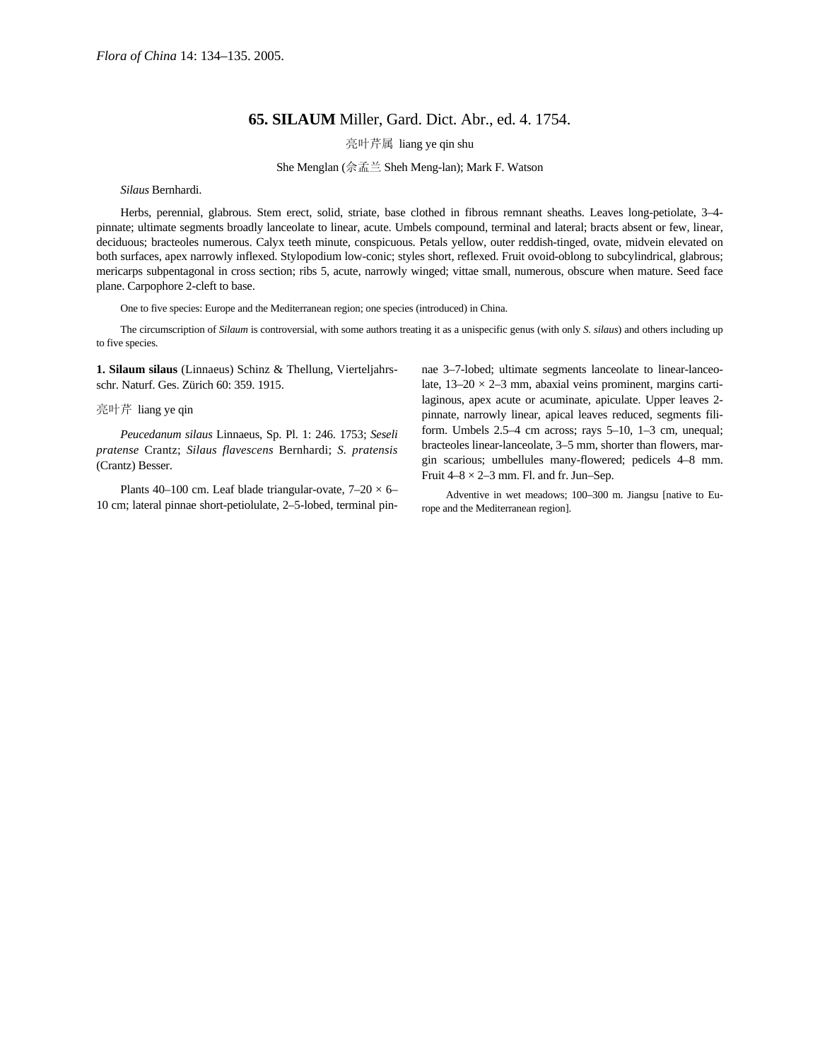*Flora of China* 14: 134–135. 2005.

# 65. SILAUM Miller, Gard. Dict. Abr., ed. 4. 1754.

亮叶芹属 liang ye qin shu

She Menglan (佘孟兰 Sheh Meng-lan); Mark F. Watson

*Silaus* Bernhardi.

Herbs, perennial, glabrous. Stem erect, solid, striate, base clothed in fibrous remnant sheaths. Leaves long-petiolate, 3–4-pinnate; ultimate segments broadly lanceolate to linear, acute. Umbels compound, terminal and lateral; bracts absent or few, linear, deciduous; bracteoles numerous. Calyx teeth minute, conspicuous. Petals yellow, outer reddish-tinged, ovate, midvein elevated on both surfaces, apex narrowly inflexed. Stylopodium low-conic; styles short, reflexed. Fruit ovoid-oblong to subcylindrical, glabrous; mericarps subpentagonal in cross section; ribs 5, acute, narrowly winged; vittae small, numerous, obscure when mature. Seed face plane. Carpophore 2-cleft to base.

One to five species: Europe and the Mediterranean region; one species (introduced) in China.

The circumscription of *Silaum* is controversial, with some authors treating it as a unispecific genus (with only *S. silaus*) and others including up to five species.

**1. Silaum silaus** (Linnaeus) Schinz & Thellung, Vierteljahrsschr. Naturf. Ges. Zürich 60: 359. 1915.

亮叶芹 liang ye qin

*Peucedanum silaus* Linnaeus, Sp. Pl. 1: 246. 1753; *Seseli pratense* Crantz; *Silaus flavescens* Bernhardi; *S. pratensis* (Crantz) Besser.

Plants 40–100 cm. Leaf blade triangular-ovate, 7–20 × 6–10 cm; lateral pinnae short-petiolulate, 2–5-lobed, terminal pinnae 3–7-lobed; ultimate segments lanceolate to linear-lanceolate, 13–20 × 2–3 mm, abaxial veins prominent, margins cartilaginous, apex acute or acuminate, apiculate. Upper leaves 2-pinnate, narrowly linear, apical leaves reduced, segments filiform. Umbels 2.5–4 cm across; rays 5–10, 1–3 cm, unequal; bracteoles linear-lanceolate, 3–5 mm, shorter than flowers, margin scarious; umbellules many-flowered; pedicels 4–8 mm. Fruit 4–8 × 2–3 mm. Fl. and fr. Jun–Sep.

Adventive in wet meadows; 100–300 m. Jiangsu [native to Europe and the Mediterranean region].